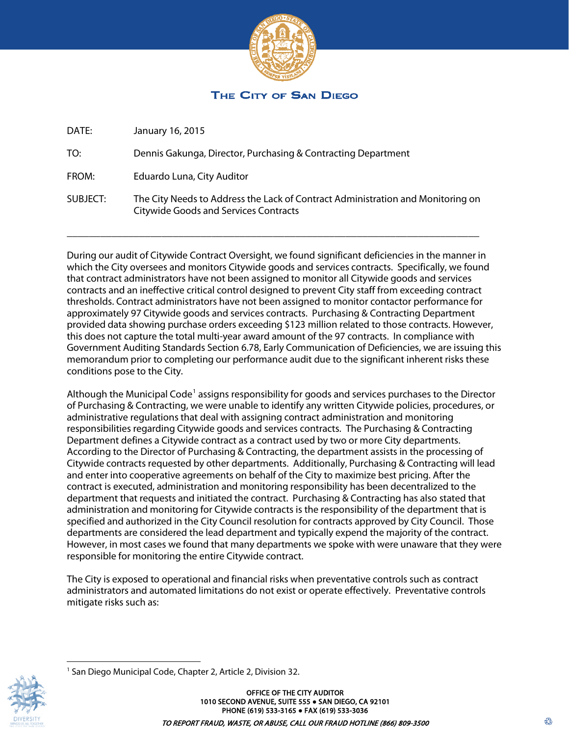# The City of San Diego

DATE: January 16, 2015

TO: Dennis Gakunga, Director, Purchasing & Contracting Department

FROM: Eduardo Luna, City Auditor

SUBJECT: The City Needs to Address the Lack of Contract Administration and Monitoring on Citywide Goods and Services Contracts

---

During our audit of Citywide Contract Oversight, we found significant deficiencies in the manner in which the City oversees and monitors Citywide goods and services contracts. Specifically, we found that contract administrators have not been assigned to monitor all Citywide goods and services contracts and an ineffective critical control designed to prevent City staff from exceeding contract thresholds. Contract administrators have not been assigned to monitor contactor performance for approximately 97 Citywide goods and services contracts. Purchasing & Contracting Department provided data showing purchase orders exceeding $123 million related to those contracts. However, this does not capture the total multi-year award amount of the 97 contracts. In compliance with Government Auditing Standards Section 6.78, Early Communication of Deficiencies, we are issuing this memorandum prior to completing our performance audit due to the significant inherent risks these conditions pose to the City.

Although the Municipal Code[1] assigns responsibility for goods and services purchases to the Director of Purchasing & Contracting, we were unable to identify any written Citywide policies, procedures, or administrative regulations that deal with assigning contract administration and monitoring responsibilities regarding Citywide goods and services contracts. The Purchasing & Contracting Department defines a Citywide contract as a contract used by two or more City departments. According to the Director of Purchasing & Contracting, the department assists in the processing of Citywide contracts requested by other departments. Additionally, Purchasing & Contracting will lead and enter into cooperative agreements on behalf of the City to maximize best pricing. After the contract is executed, administration and monitoring responsibility has been decentralized to the department that requests and initiated the contract. Purchasing & Contracting has also stated that administration and monitoring for Citywide contracts is the responsibility of the department that is specified and authorized in the City Council resolution for contracts approved by City Council. Those departments are considered the lead department and typically expend the majority of the contract. However, in most cases we found that many departments we spoke with were unaware that they were responsible for monitoring the entire Citywide contract.

The City is exposed to operational and financial risks when preventative controls such as contract administrators and automated limitations do not exist or operate effectively. Preventative controls mitigate risks such as:

[1] San Diego Municipal Code, Chapter 2, Article 2, Division 32.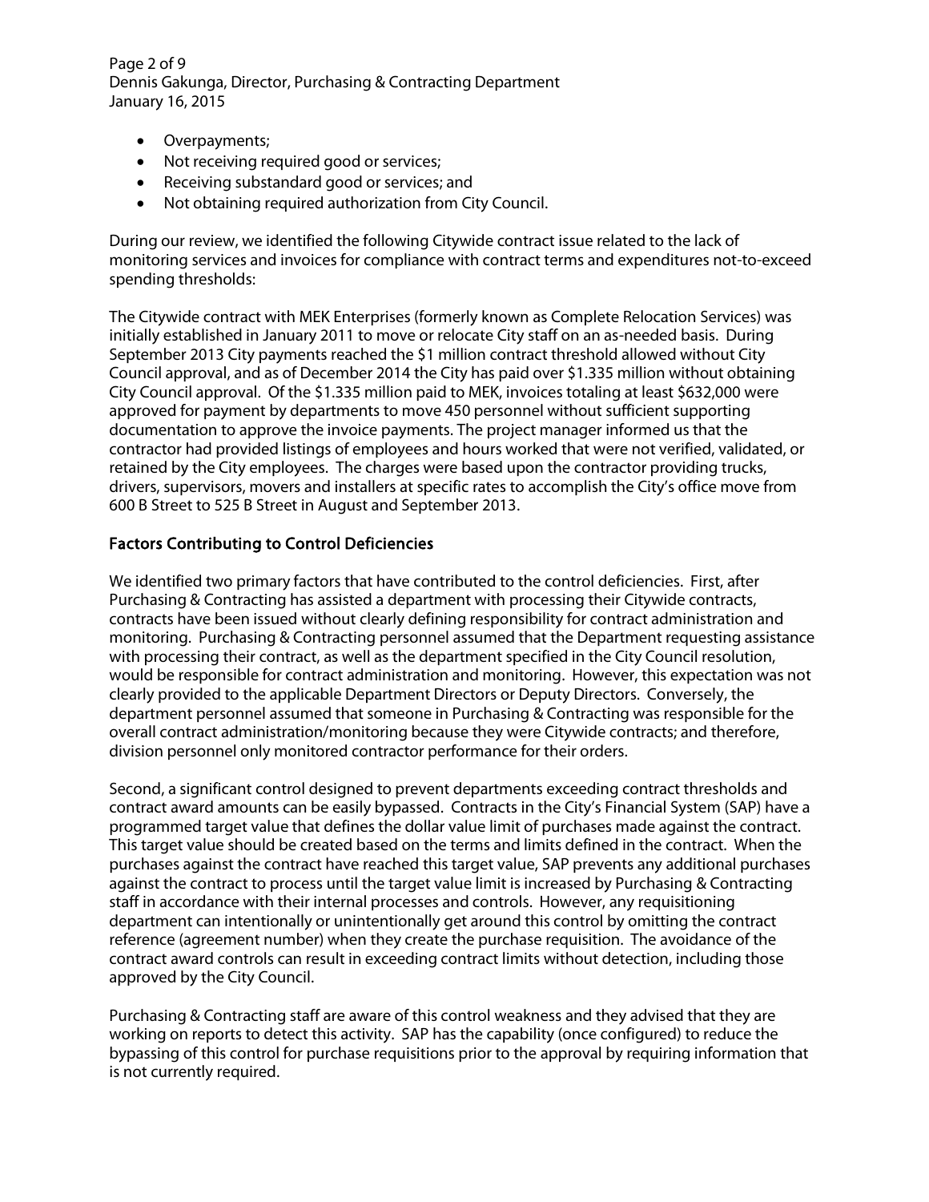- Overpayments;
- Not receiving required good or services;
- Receiving substandard good or services; and
- Not obtaining required authorization from City Council.

During our review, we identified the following Citywide contract issue related to the lack of monitoring services and invoices for compliance with contract terms and expenditures not-to-exceed spending thresholds:

The Citywide contract with MEK Enterprises (formerly known as Complete Relocation Services) was initially established in January 2011 to move or relocate City staff on an as-needed basis. During September 2013 City payments reached the $1 million contract threshold allowed without City Council approval, and as of December 2014 the City has paid over $1.335 million without obtaining City Council approval. Of the $1.335 million paid to MEK, invoices totaling at least $632,000 were approved for payment by departments to move 450 personnel without sufficient supporting documentation to approve the invoice payments. The project manager informed us that the contractor had provided listings of employees and hours worked that were not verified, validated, or retained by the City employees. The charges were based upon the contractor providing trucks, drivers, supervisors, movers and installers at specific rates to accomplish the City's office move from 600 B Street to 525 B Street in August and September 2013.

## Factors Contributing to Control Deficiencies

We identified two primary factors that have contributed to the control deficiencies. First, after Purchasing & Contracting has assisted a department with processing their Citywide contracts, contracts have been issued without clearly defining responsibility for contract administration and monitoring. Purchasing & Contracting personnel assumed that the Department requesting assistance with processing their contract, as well as the department specified in the City Council resolution, would be responsible for contract administration and monitoring. However, this expectation was not clearly provided to the applicable Department Directors or Deputy Directors. Conversely, the department personnel assumed that someone in Purchasing & Contracting was responsible for the overall contract administration/monitoring because they were Citywide contracts; and therefore, division personnel only monitored contractor performance for their orders.

Second, a significant control designed to prevent departments exceeding contract thresholds and contract award amounts can be easily bypassed. Contracts in the City's Financial System (SAP) have a programmed target value that defines the dollar value limit of purchases made against the contract. This target value should be created based on the terms and limits defined in the contract. When the purchases against the contract have reached this target value, SAP prevents any additional purchases against the contract to process until the target value limit is increased by Purchasing & Contracting staff in accordance with their internal processes and controls. However, any requisitioning department can intentionally or unintentionally get around this control by omitting the contract reference (agreement number) when they create the purchase requisition. The avoidance of the contract award controls can result in exceeding contract limits without detection, including those approved by the City Council.

Purchasing & Contracting staff are aware of this control weakness and they advised that they are working on reports to detect this activity. SAP has the capability (once configured) to reduce the bypassing of this control for purchase requisitions prior to the approval by requiring information that is not currently required.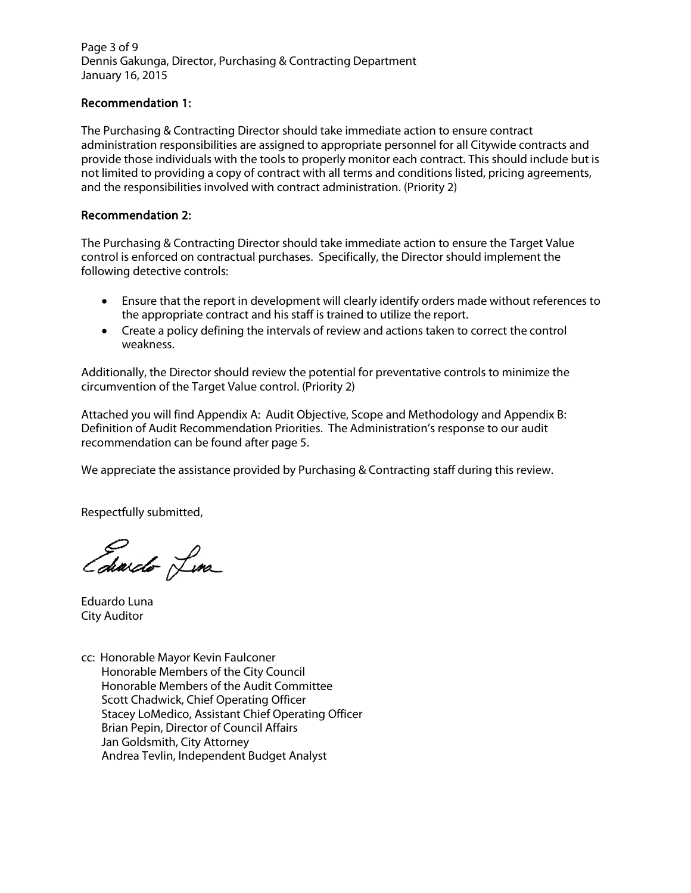### Recommendation 1:

The Purchasing & Contracting Director should take immediate action to ensure contract administration responsibilities are assigned to appropriate personnel for all Citywide contracts and provide those individuals with the tools to properly monitor each contract. This should include but is not limited to providing a copy of contract with all terms and conditions listed, pricing agreements, and the responsibilities involved with contract administration. (Priority 2)

### Recommendation 2:

The Purchasing & Contracting Director should take immediate action to ensure the Target Value control is enforced on contractual purchases. Specifically, the Director should implement the following detective controls:

- Ensure that the report in development will clearly identify orders made without references to the appropriate contract and his staff is trained to utilize the report.
- Create a policy defining the intervals of review and actions taken to correct the control weakness.

Additionally, the Director should review the potential for preventative controls to minimize the circumvention of the Target Value control. (Priority 2)

Attached you will find Appendix A: Audit Objective, Scope and Methodology and Appendix B: Definition of Audit Recommendation Priorities. The Administration's response to our audit recommendation can be found after page 5.

We appreciate the assistance provided by Purchasing & Contracting staff during this review.

Respectfully submitted,

Eduardo Luna
City Auditor

cc: Honorable Mayor Kevin Faulconer
Honorable Members of the City Council
Honorable Members of the Audit Committee
Scott Chadwick, Chief Operating Officer
Stacey LoMedico, Assistant Chief Operating Officer
Brian Pepin, Director of Council Affairs
Jan Goldsmith, City Attorney
Andrea Tevlin, Independent Budget Analyst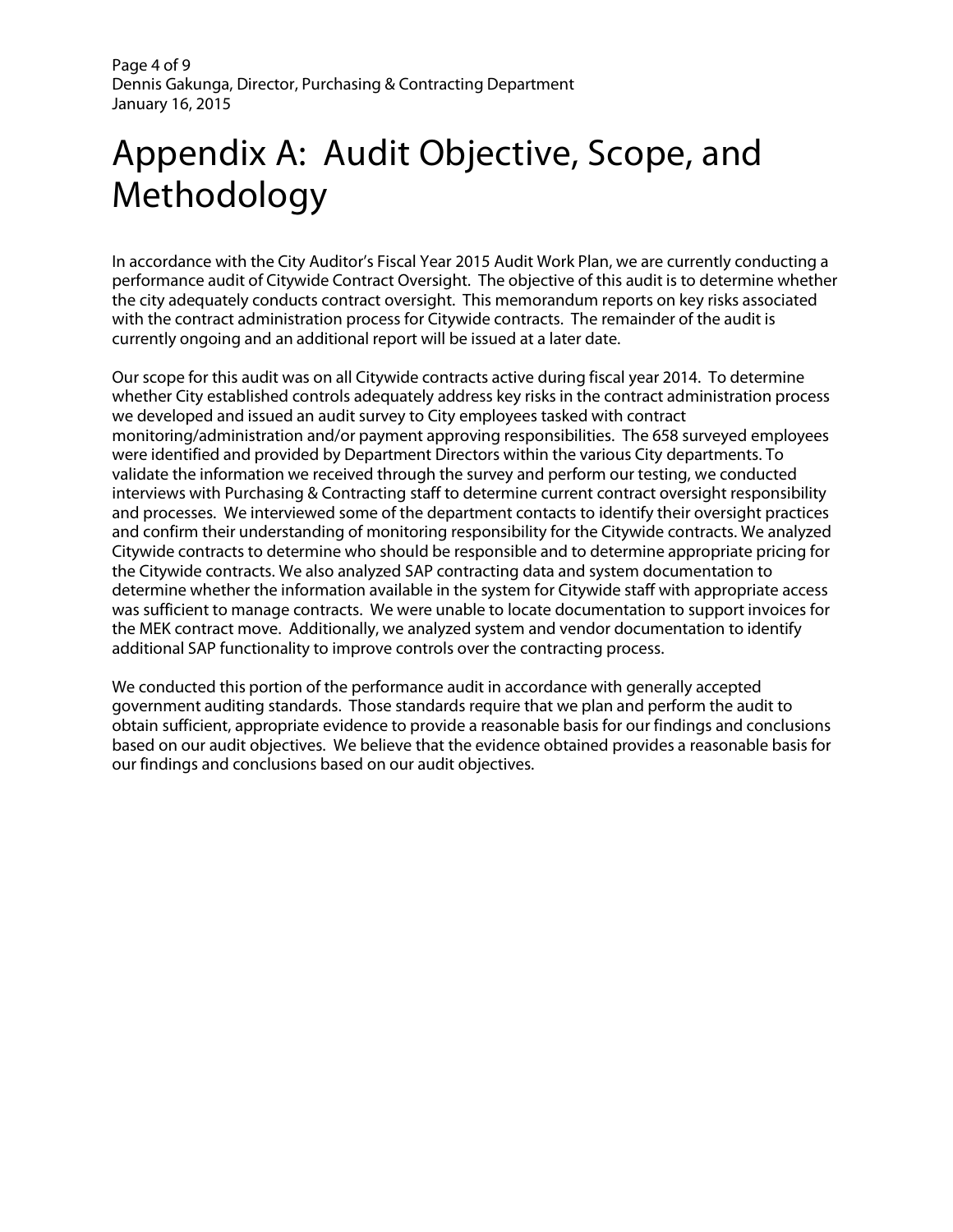# Appendix A: Audit Objective, Scope, and Methodology

In accordance with the City Auditor's Fiscal Year 2015 Audit Work Plan, we are currently conducting a performance audit of Citywide Contract Oversight. The objective of this audit is to determine whether the city adequately conducts contract oversight. This memorandum reports on key risks associated with the contract administration process for Citywide contracts. The remainder of the audit is currently ongoing and an additional report will be issued at a later date.

Our scope for this audit was on all Citywide contracts active during fiscal year 2014. To determine whether City established controls adequately address key risks in the contract administration process we developed and issued an audit survey to City employees tasked with contract monitoring/administration and/or payment approving responsibilities. The 658 surveyed employees were identified and provided by Department Directors within the various City departments. To validate the information we received through the survey and perform our testing, we conducted interviews with Purchasing & Contracting staff to determine current contract oversight responsibility and processes. We interviewed some of the department contacts to identify their oversight practices and confirm their understanding of monitoring responsibility for the Citywide contracts. We analyzed Citywide contracts to determine who should be responsible and to determine appropriate pricing for the Citywide contracts. We also analyzed SAP contracting data and system documentation to determine whether the information available in the system for Citywide staff with appropriate access was sufficient to manage contracts. We were unable to locate documentation to support invoices for the MEK contract move. Additionally, we analyzed system and vendor documentation to identify additional SAP functionality to improve controls over the contracting process.

We conducted this portion of the performance audit in accordance with generally accepted government auditing standards. Those standards require that we plan and perform the audit to obtain sufficient, appropriate evidence to provide a reasonable basis for our findings and conclusions based on our audit objectives. We believe that the evidence obtained provides a reasonable basis for our findings and conclusions based on our audit objectives.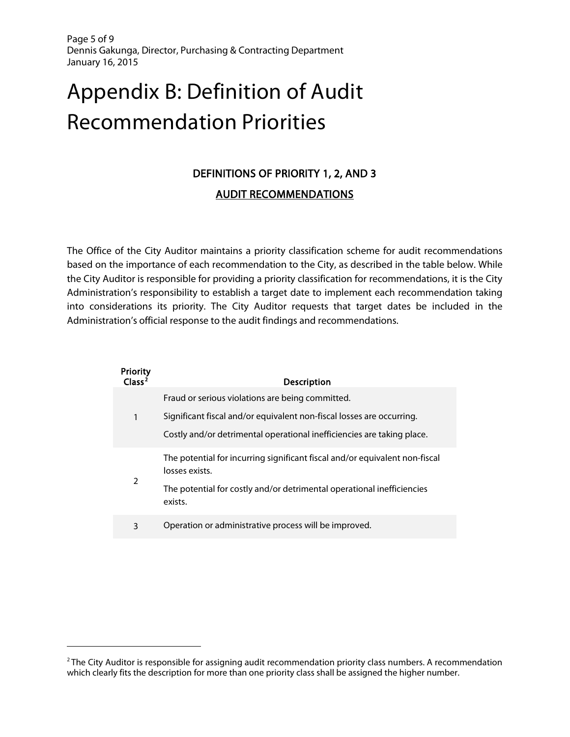# Appendix B: Definition of Audit Recommendation Priorities

**DEFINITIONS OF PRIORITY 1, 2, AND 3**

**AUDIT RECOMMENDATIONS**

The Office of the City Auditor maintains a priority classification scheme for audit recommendations based on the importance of each recommendation to the City, as described in the table below. While the City Auditor is responsible for providing a priority classification for recommendations, it is the City Administration's responsibility to establish a target date to implement each recommendation taking into considerations its priority. The City Auditor requests that target dates be included in the Administration's official response to the audit findings and recommendations.

| Priority Class[2] | Description |
|---|---|
| 1 | Fraud or serious violations are being committed.<br>Significant fiscal and/or equivalent non-fiscal losses are occurring.<br>Costly and/or detrimental operational inefficiencies are taking place. |
| 2 | The potential for incurring significant fiscal and/or equivalent non-fiscal losses exists.<br>The potential for costly and/or detrimental operational inefficiencies exists. |
| 3 | Operation or administrative process will be improved. |

[2] The City Auditor is responsible for assigning audit recommendation priority class numbers. A recommendation which clearly fits the description for more than one priority class shall be assigned the higher number.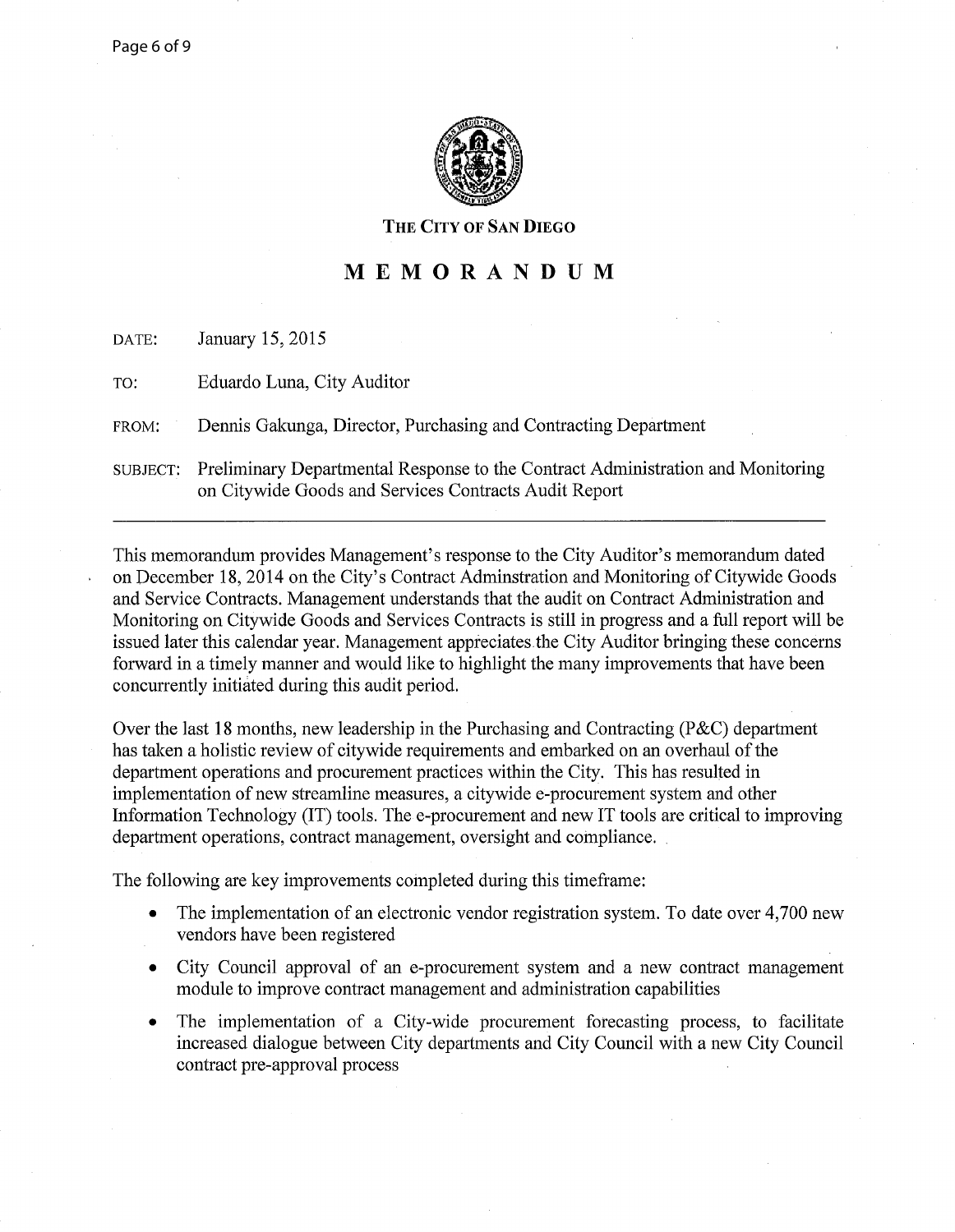THE CITY OF SAN DIEGO

# MEMORANDUM

DATE: January 15, 2015

TO: Eduardo Luna, City Auditor

FROM: Dennis Gakunga, Director, Purchasing and Contracting Department

SUBJECT: Preliminary Departmental Response to the Contract Administration and Monitoring on Citywide Goods and Services Contracts Audit Report

---

This memorandum provides Management's response to the City Auditor's memorandum dated on December 18, 2014 on the City's Contract Adminstration and Monitoring of Citywide Goods and Service Contracts. Management understands that the audit on Contract Administration and Monitoring on Citywide Goods and Services Contracts is still in progress and a full report will be issued later this calendar year. Management appreciates the City Auditor bringing these concerns forward in a timely manner and would like to highlight the many improvements that have been concurrently initiated during this audit period.

Over the last 18 months, new leadership in the Purchasing and Contracting (P&C) department has taken a holistic review of citywide requirements and embarked on an overhaul of the department operations and procurement practices within the City. This has resulted in implementation of new streamline measures, a citywide e-procurement system and other Information Technology (IT) tools. The e-procurement and new IT tools are critical to improving department operations, contract management, oversight and compliance.

The following are key improvements completed during this timeframe:

- The implementation of an electronic vendor registration system. To date over 4,700 new vendors have been registered
- City Council approval of an e-procurement system and a new contract management module to improve contract management and administration capabilities
- The implementation of a City-wide procurement forecasting process, to facilitate increased dialogue between City departments and City Council with a new City Council contract pre-approval process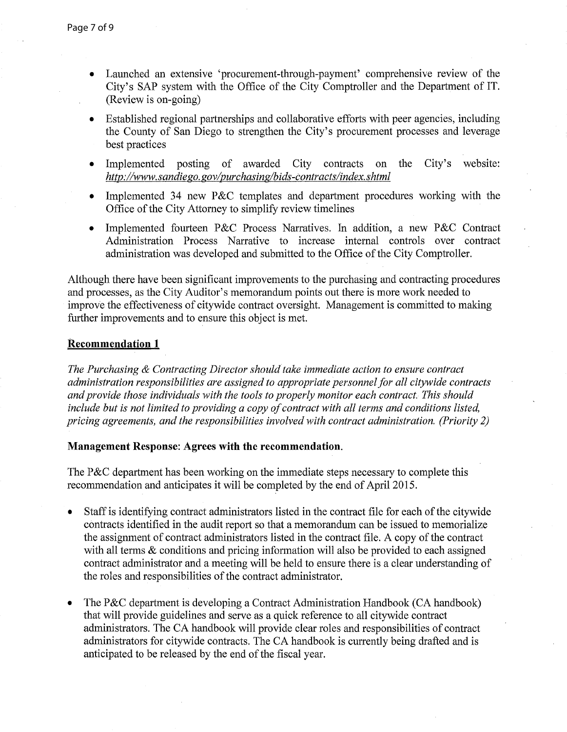- Launched an extensive 'procurement-through-payment' comprehensive review of the City's SAP system with the Office of the City Comptroller and the Department of IT. (Review is on-going)
- Established regional partnerships and collaborative efforts with peer agencies, including the County of San Diego to strengthen the City's procurement processes and leverage best practices
- Implemented posting of awarded City contracts on the City's website: *http://www.sandiego.gov/purchasing/bids-contracts/index.shtml*
- Implemented 34 new P&C templates and department procedures working with the Office of the City Attorney to simplify review timelines
- Implemented fourteen P&C Process Narratives. In addition, a new P&C Contract Administration Process Narrative to increase internal controls over contract administration was developed and submitted to the Office of the City Comptroller.

Although there have been significant improvements to the purchasing and contracting procedures and processes, as the City Auditor's memorandum points out there is more work needed to improve the effectiveness of citywide contract oversight. Management is committed to making further improvements and to ensure this object is met.

## Recommendation 1

*The Purchasing & Contracting Director should take immediate action to ensure contract administration responsibilities are assigned to appropriate personnel for all citywide contracts and provide those individuals with the tools to properly monitor each contract. This should include but is not limited to providing a copy of contract with all terms and conditions listed, pricing agreements, and the responsibilities involved with contract administration. (Priority 2)*

**Management Response: Agrees with the recommendation.**

The P&C department has been working on the immediate steps necessary to complete this recommendation and anticipates it will be completed by the end of April 2015.

- Staff is identifying contract administrators listed in the contract file for each of the citywide contracts identified in the audit report so that a memorandum can be issued to memorialize the assignment of contract administrators listed in the contract file. A copy of the contract with all terms & conditions and pricing information will also be provided to each assigned contract administrator and a meeting will be held to ensure there is a clear understanding of the roles and responsibilities of the contract administrator.
- The P&C department is developing a Contract Administration Handbook (CA handbook) that will provide guidelines and serve as a quick reference to all citywide contract administrators. The CA handbook will provide clear roles and responsibilities of contract administrators for citywide contracts. The CA handbook is currently being drafted and is anticipated to be released by the end of the fiscal year.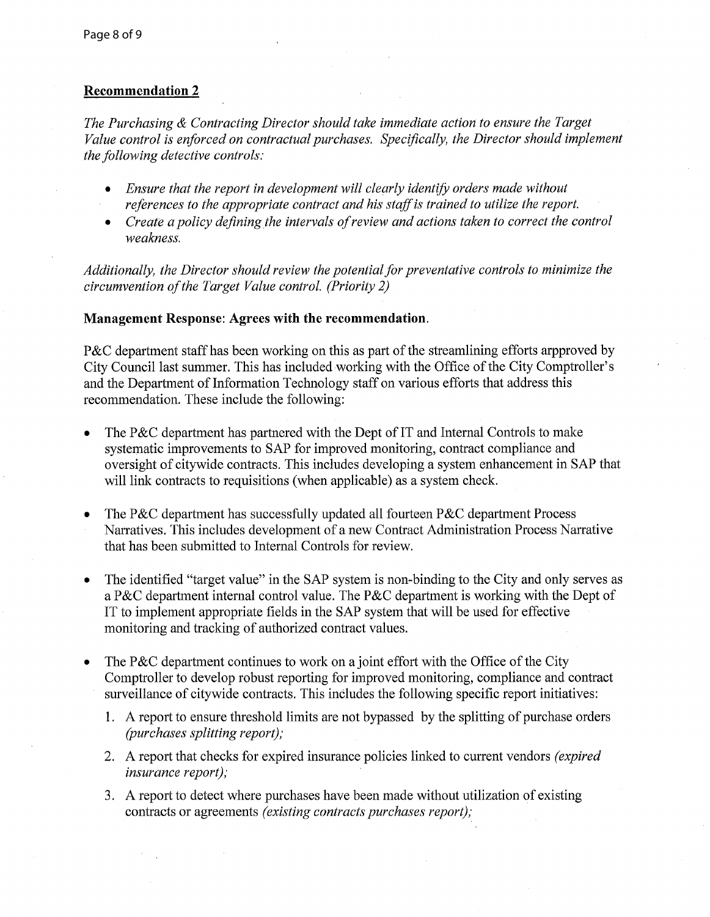## Recommendation 2

*The Purchasing & Contracting Director should take immediate action to ensure the Target Value control is enforced on contractual purchases. Specifically, the Director should implement the following detective controls:*

- *Ensure that the report in development will clearly identify orders made without references to the appropriate contract and his staff is trained to utilize the report.*
- *Create a policy defining the intervals of review and actions taken to correct the control weakness.*

*Additionally, the Director should review the potential for preventative controls to minimize the circumvention of the Target Value control. (Priority 2)*

**Management Response: Agrees with the recommendation.**

P&C department staff has been working on this as part of the streamlining efforts arpproved by City Council last summer. This has included working with the Office of the City Comptroller's and the Department of Information Technology staff on various efforts that address this recommendation. These include the following:

- The P&C department has partnered with the Dept of IT and Internal Controls to make systematic improvements to SAP for improved monitoring, contract compliance and oversight of citywide contracts. This includes developing a system enhancement in SAP that will link contracts to requisitions (when applicable) as a system check.

- The P&C department has successfully updated all fourteen P&C department Process Narratives. This includes development of a new Contract Administration Process Narrative that has been submitted to Internal Controls for review.

- The identified "target value" in the SAP system is non-binding to the City and only serves as a P&C department internal control value. The P&C department is working with the Dept of IT to implement appropriate fields in the SAP system that will be used for effective monitoring and tracking of authorized contract values.

- The P&C department continues to work on a joint effort with the Office of the City Comptroller to develop robust reporting for improved monitoring, compliance and contract surveillance of citywide contracts. This includes the following specific report initiatives:
  1. A report to ensure threshold limits are not bypassed by the splitting of purchase orders *(purchases splitting report);*
  2. A report that checks for expired insurance policies linked to current vendors *(expired insurance report);*
  3. A report to detect where purchases have been made without utilization of existing contracts or agreements *(existing contracts purchases report);*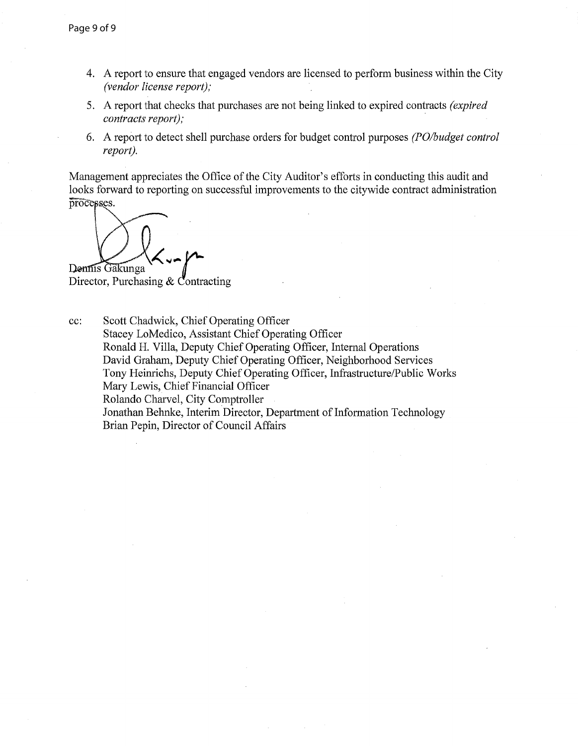4. A report to ensure that engaged vendors are licensed to perform business within the City *(vendor license report);*
5. A report that checks that purchases are not being linked to expired contracts *(expired contracts report);*
6. A report to detect shell purchase orders for budget control purposes *(PO/budget control report).*

Management appreciates the Office of the City Auditor's efforts in conducting this audit and looks forward to reporting on successful improvements to the citywide contract administration processes.

Dennis Gakunga
Director, Purchasing & Contracting

cc: Scott Chadwick, Chief Operating Officer
Stacey LoMedico, Assistant Chief Operating Officer
Ronald H. Villa, Deputy Chief Operating Officer, Internal Operations
David Graham, Deputy Chief Operating Officer, Neighborhood Services
Tony Heinrichs, Deputy Chief Operating Officer, Infrastructure/Public Works
Mary Lewis, Chief Financial Officer
Rolando Charvel, City Comptroller
Jonathan Behnke, Interim Director, Department of Information Technology
Brian Pepin, Director of Council Affairs